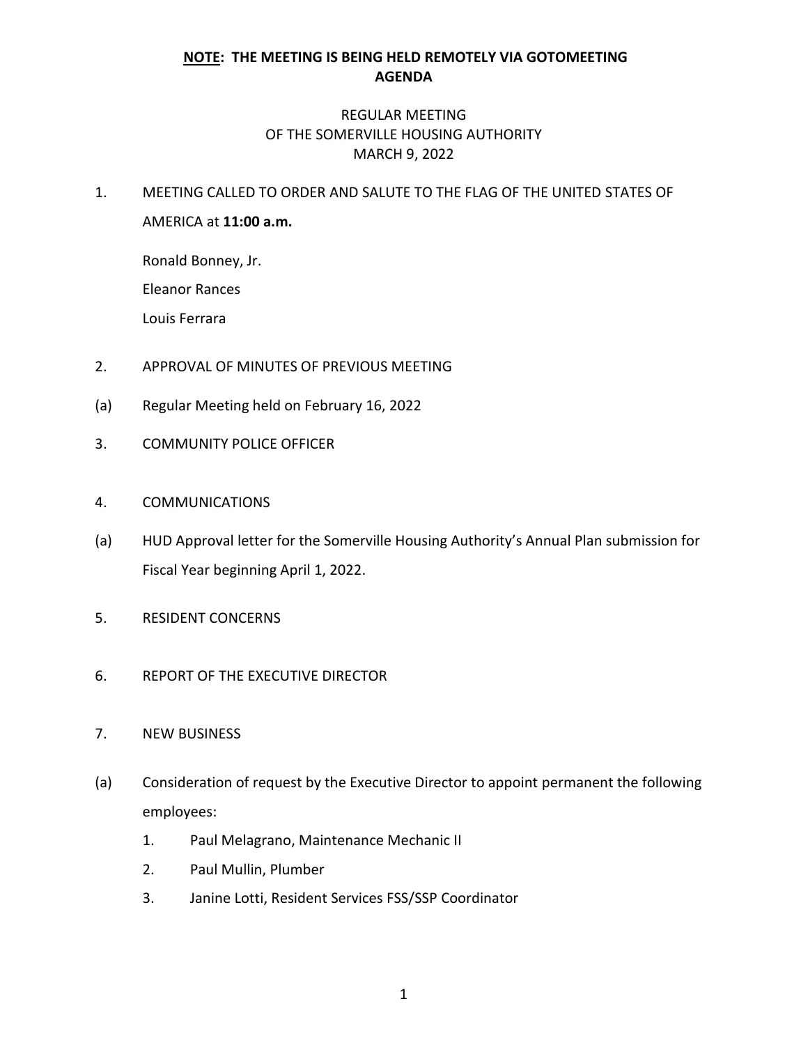**NOTE: THE MEETING IS BEING HELD REMOTELY VIA GOTOMEETING**
**AGENDA**

REGULAR MEETING
OF THE SOMERVILLE HOUSING AUTHORITY
MARCH 9, 2022

1. MEETING CALLED TO ORDER AND SALUTE TO THE FLAG OF THE UNITED STATES OF AMERICA at **11:00 a.m.**

   Ronald Bonney, Jr.

   Eleanor Rances

   Louis Ferrara

2. APPROVAL OF MINUTES OF PREVIOUS MEETING

(a) Regular Meeting held on February 16, 2022

3. COMMUNITY POLICE OFFICER

4. COMMUNICATIONS

(a) HUD Approval letter for the Somerville Housing Authority's Annual Plan submission for Fiscal Year beginning April 1, 2022.

5. RESIDENT CONCERNS

6. REPORT OF THE EXECUTIVE DIRECTOR

7. NEW BUSINESS

(a) Consideration of request by the Executive Director to appoint permanent the following employees:

   1. Paul Melagrano, Maintenance Mechanic II
   2. Paul Mullin, Plumber
   3. Janine Lotti, Resident Services FSS/SSP Coordinator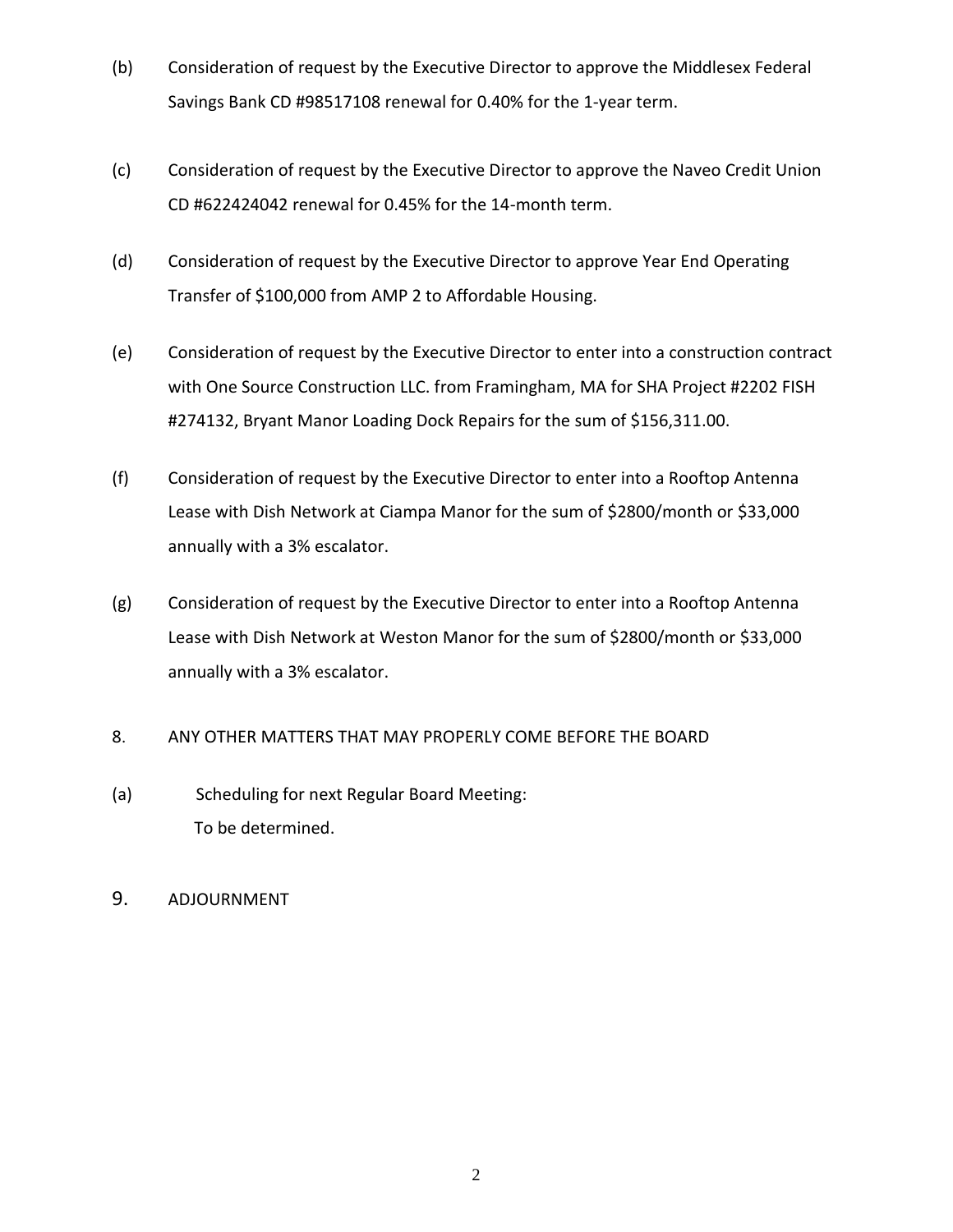(b) Consideration of request by the Executive Director to approve the Middlesex Federal Savings Bank CD #98517108 renewal for 0.40% for the 1-year term.

(c) Consideration of request by the Executive Director to approve the Naveo Credit Union CD #622424042 renewal for 0.45% for the 14-month term.

(d) Consideration of request by the Executive Director to approve Year End Operating Transfer of $100,000 from AMP 2 to Affordable Housing.

(e) Consideration of request by the Executive Director to enter into a construction contract with One Source Construction LLC. from Framingham, MA for SHA Project #2202 FISH #274132, Bryant Manor Loading Dock Repairs for the sum of $156,311.00.

(f) Consideration of request by the Executive Director to enter into a Rooftop Antenna Lease with Dish Network at Ciampa Manor for the sum of $2800/month or $33,000 annually with a 3% escalator.

(g) Consideration of request by the Executive Director to enter into a Rooftop Antenna Lease with Dish Network at Weston Manor for the sum of $2800/month or $33,000 annually with a 3% escalator.

8. ANY OTHER MATTERS THAT MAY PROPERLY COME BEFORE THE BOARD

(a) Scheduling for next Regular Board Meeting:
To be determined.

9. ADJOURNMENT